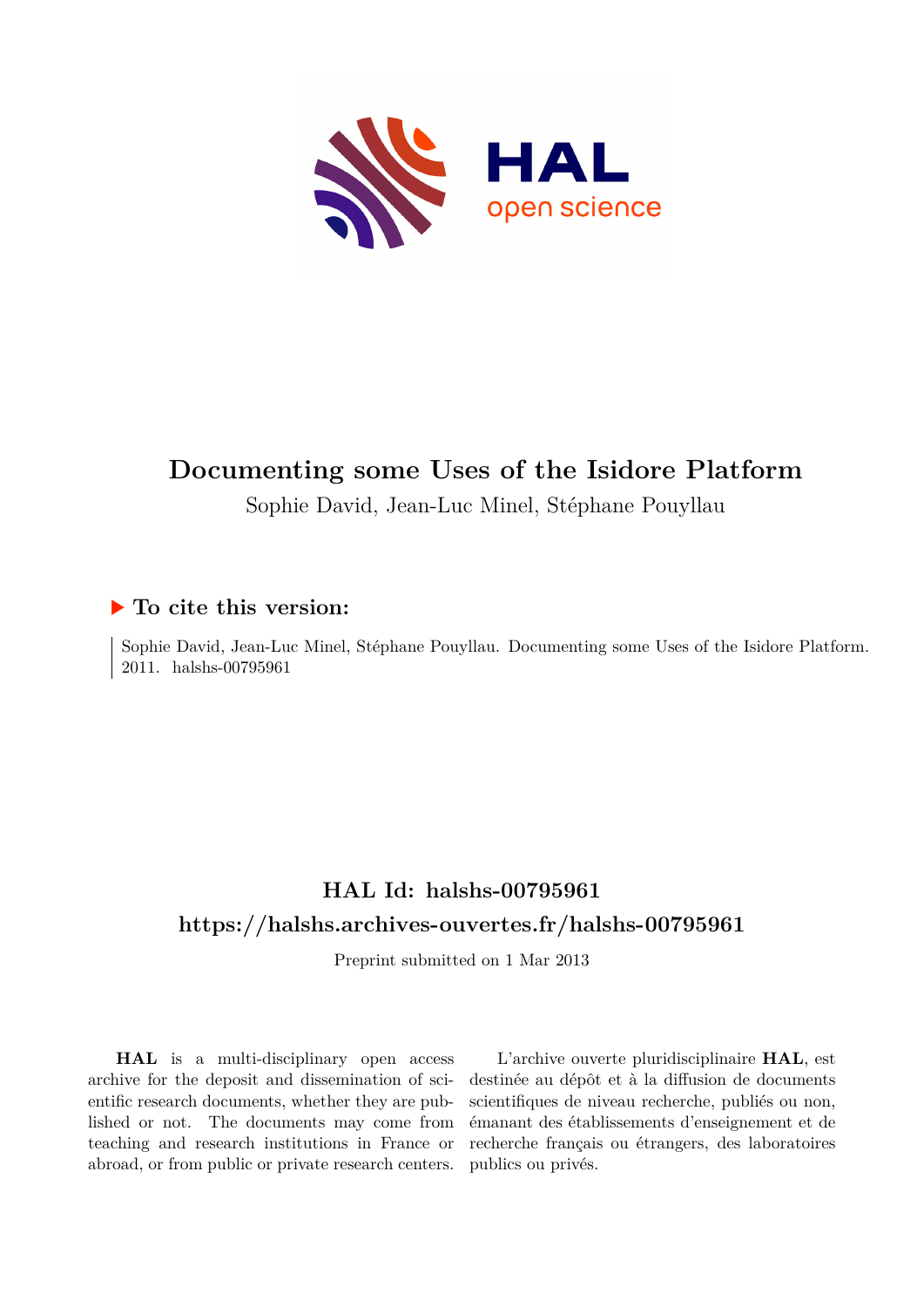# Documenting some Uses of the Isidore Platform

Sophie David, Jean-Luc Minel, Stéphane Pouyllau

## To cite this version:

Sophie David, Jean-Luc Minel, Stéphane Pouyllau. Documenting some Uses of the Isidore Platform. 2011. halshs-00795961

## HAL Id: halshs-00795961

## https://halshs.archives-ouvertes.fr/halshs-00795961

Preprint submitted on 1 Mar 2013

**HAL** is a multi-disciplinary open access archive for the deposit and dissemination of scientific research documents, whether they are published or not. The documents may come from teaching and research institutions in France or abroad, or from public or private research centers.

L'archive ouverte pluridisciplinaire **HAL**, est destinée au dépôt et à la diffusion de documents scientifiques de niveau recherche, publiés ou non, émanant des établissements d'enseignement et de recherche français ou étrangers, des laboratoires publics ou privés.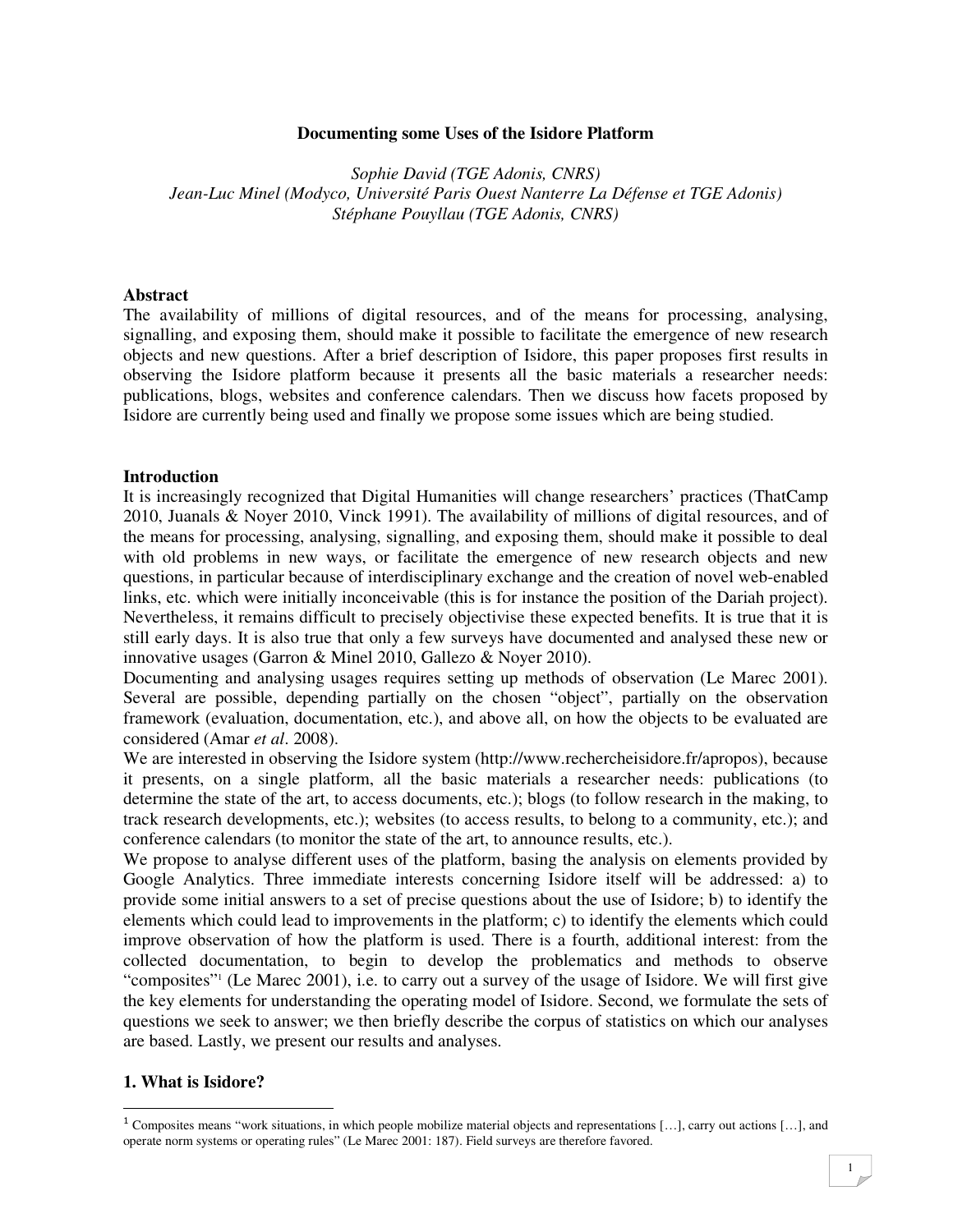**Documenting some Uses of the Isidore Platform**

*Sophie David (TGE Adonis, CNRS)*
*Jean-Luc Minel (Modyco, Université Paris Ouest Nanterre La Défense et TGE Adonis)*
*Stéphane Pouyllau (TGE Adonis, CNRS)*

**Abstract**

The availability of millions of digital resources, and of the means for processing, analysing, signalling, and exposing them, should make it possible to facilitate the emergence of new research objects and new questions. After a brief description of Isidore, this paper proposes first results in observing the Isidore platform because it presents all the basic materials a researcher needs: publications, blogs, websites and conference calendars. Then we discuss how facets proposed by Isidore are currently being used and finally we propose some issues which are being studied.

**Introduction**

It is increasingly recognized that Digital Humanities will change researchers' practices (ThatCamp 2010, Juanals & Noyer 2010, Vinck 1991). The availability of millions of digital resources, and of the means for processing, analysing, signalling, and exposing them, should make it possible to deal with old problems in new ways, or facilitate the emergence of new research objects and new questions, in particular because of interdisciplinary exchange and the creation of novel web-enabled links, etc. which were initially inconceivable (this is for instance the position of the Dariah project). Nevertheless, it remains difficult to precisely objectivise these expected benefits. It is true that it is still early days. It is also true that only a few surveys have documented and analysed these new or innovative usages (Garron & Minel 2010, Gallezo & Noyer 2010).

Documenting and analysing usages requires setting up methods of observation (Le Marec 2001). Several are possible, depending partially on the chosen "object", partially on the observation framework (evaluation, documentation, etc.), and above all, on how the objects to be evaluated are considered (Amar *et al*. 2008).

We are interested in observing the Isidore system (http://www.rechercheisidore.fr/apropos), because it presents, on a single platform, all the basic materials a researcher needs: publications (to determine the state of the art, to access documents, etc.); blogs (to follow research in the making, to track research developments, etc.); websites (to access results, to belong to a community, etc.); and conference calendars (to monitor the state of the art, to announce results, etc.).

We propose to analyse different uses of the platform, basing the analysis on elements provided by Google Analytics. Three immediate interests concerning Isidore itself will be addressed: a) to provide some initial answers to a set of precise questions about the use of Isidore; b) to identify the elements which could lead to improvements in the platform; c) to identify the elements which could improve observation of how the platform is used. There is a fourth, additional interest: from the collected documentation, to begin to develop the problematics and methods to observe "composites"[1] (Le Marec 2001), i.e. to carry out a survey of the usage of Isidore. We will first give the key elements for understanding the operating model of Isidore. Second, we formulate the sets of questions we seek to answer; we then briefly describe the corpus of statistics on which our analyses are based. Lastly, we present our results and analyses.

## 1. What is Isidore?

[1] Composites means "work situations, in which people mobilize material objects and representations […], carry out actions […], and operate norm systems or operating rules" (Le Marec 2001: 187). Field surveys are therefore favored.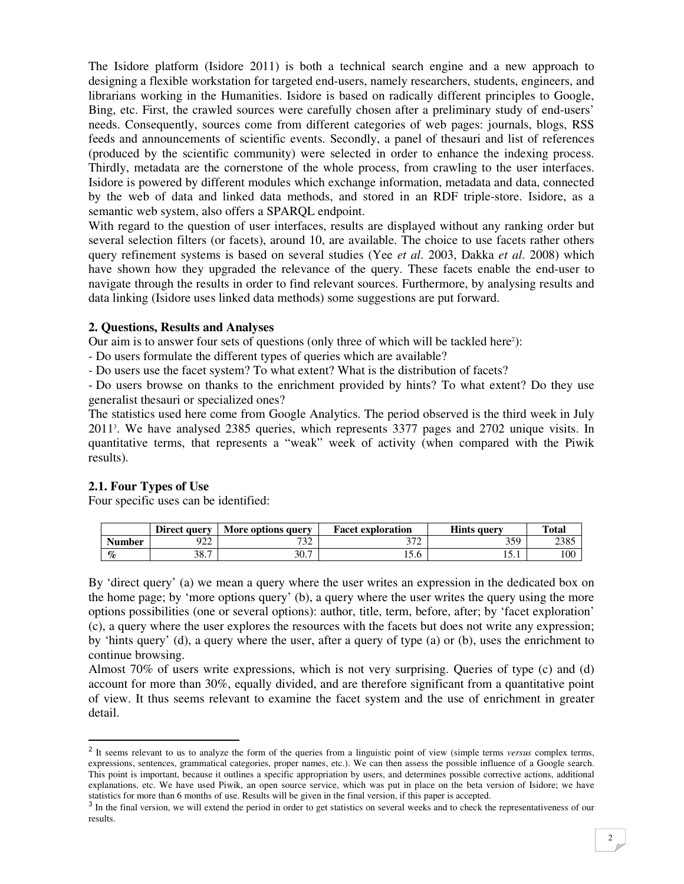The Isidore platform (Isidore 2011) is both a technical search engine and a new approach to designing a flexible workstation for targeted end-users, namely researchers, students, engineers, and librarians working in the Humanities. Isidore is based on radically different principles to Google, Bing, etc. First, the crawled sources were carefully chosen after a preliminary study of end-users' needs. Consequently, sources come from different categories of web pages: journals, blogs, RSS feeds and announcements of scientific events. Secondly, a panel of thesauri and list of references (produced by the scientific community) were selected in order to enhance the indexing process. Thirdly, metadata are the cornerstone of the whole process, from crawling to the user interfaces. Isidore is powered by different modules which exchange information, metadata and data, connected by the web of data and linked data methods, and stored in an RDF triple-store. Isidore, as a semantic web system, also offers a SPARQL endpoint.

With regard to the question of user interfaces, results are displayed without any ranking order but several selection filters (or facets), around 10, are available. The choice to use facets rather others query refinement systems is based on several studies (Yee *et al.* 2003, Dakka *et al.* 2008) which have shown how they upgraded the relevance of the query. These facets enable the end-user to navigate through the results in order to find relevant sources. Furthermore, by analysing results and data linking (Isidore uses linked data methods) some suggestions are put forward.

### 2. Questions, Results and Analyses

Our aim is to answer four sets of questions (only three of which will be tackled here[2]):

- Do users formulate the different types of queries which are available?
- Do users use the facet system? To what extent? What is the distribution of facets?
- Do users browse on thanks to the enrichment provided by hints? To what extent? Do they use generalist thesauri or specialized ones?

The statistics used here come from Google Analytics. The period observed is the third week in July 2011[3]. We have analysed 2385 queries, which represents 3377 pages and 2702 unique visits. In quantitative terms, that represents a "weak" week of activity (when compared with the Piwik results).

### 2.1. Four Types of Use

Four specific uses can be identified:

| | Direct query | More options query | Facet exploration | Hints query | Total |
|---|---|---|---|---|---|
| **Number** | 922 | 732 | 372 | 359 | 2385 |
| **%** | 38.7 | 30.7 | 15.6 | 15.1 | 100 |

By 'direct query' (a) we mean a query where the user writes an expression in the dedicated box on the home page; by 'more options query' (b), a query where the user writes the query using the more options possibilities (one or several options): author, title, term, before, after; by 'facet exploration' (c), a query where the user explores the resources with the facets but does not write any expression; by 'hints query' (d), a query where the user, after a query of type (a) or (b), uses the enrichment to continue browsing.

Almost 70% of users write expressions, which is not very surprising. Queries of type (c) and (d) account for more than 30%, equally divided, and are therefore significant from a quantitative point of view. It thus seems relevant to examine the facet system and the use of enrichment in greater detail.

---

[2] It seems relevant to us to analyze the form of the queries from a linguistic point of view (simple terms *versus* complex terms, expressions, sentences, grammatical categories, proper names, etc.). We can then assess the possible influence of a Google search. This point is important, because it outlines a specific appropriation by users, and determines possible corrective actions, additional explanations, etc. We have used Piwik, an open source service, which was put in place on the beta version of Isidore; we have statistics for more than 6 months of use. Results will be given in the final version, if this paper is accepted.

[3] In the final version, we will extend the period in order to get statistics on several weeks and to check the representativeness of our results.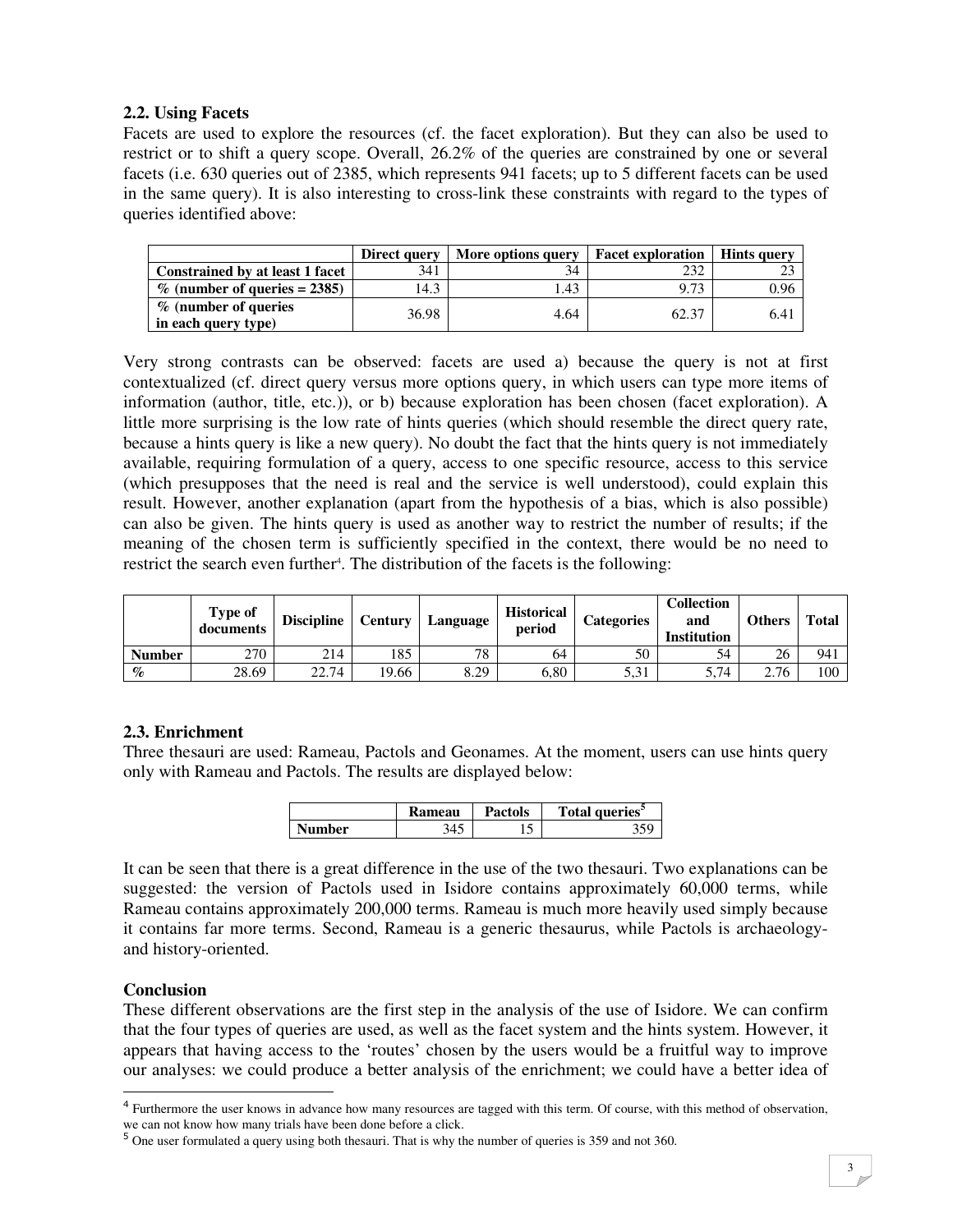### 2.2. Using Facets

Facets are used to explore the resources (cf. the facet exploration). But they can also be used to restrict or to shift a query scope. Overall, 26.2% of the queries are constrained by one or several facets (i.e. 630 queries out of 2385, which represents 941 facets; up to 5 different facets can be used in the same query). It is also interesting to cross-link these constraints with regard to the types of queries identified above:

| | Direct query | More options query | Facet exploration | Hints query |
|---|---|---|---|---|
| **Constrained by at least 1 facet** | 341 | 34 | 232 | 23 |
| **% (number of queries = 2385)** | 14.3 | 1.43 | 9.73 | 0.96 |
| **% (number of queries in each query type)** | 36.98 | 4.64 | 62.37 | 6.41 |

Very strong contrasts can be observed: facets are used a) because the query is not at first contextualized (cf. direct query versus more options query, in which users can type more items of information (author, title, etc.)), or b) because exploration has been chosen (facet exploration). A little more surprising is the low rate of hints queries (which should resemble the direct query rate, because a hints query is like a new query). No doubt the fact that the hints query is not immediately available, requiring formulation of a query, access to one specific resource, access to this service (which presupposes that the need is real and the service is well understood), could explain this result. However, another explanation (apart from the hypothesis of a bias, which is also possible) can also be given. The hints query is used as another way to restrict the number of results; if the meaning of the chosen term is sufficiently specified in the context, there would be no need to restrict the search even further[4]. The distribution of the facets is the following:

| | Type of documents | Discipline | Century | Language | Historical period | Categories | Collection and Institution | Others | Total |
|---|---|---|---|---|---|---|---|---|---|
| **Number** | 270 | 214 | 185 | 78 | 64 | 50 | 54 | 26 | 941 |
| **%** | 28.69 | 22.74 | 19.66 | 8.29 | 6,80 | 5,31 | 5,74 | 2.76 | 100 |

### 2.3. Enrichment

Three thesauri are used: Rameau, Pactols and Geonames. At the moment, users can use hints query only with Rameau and Pactols. The results are displayed below:

| | Rameau | Pactols | Total queries[5] |
|---|---|---|---|
| **Number** | 345 | 15 | 359 |

It can be seen that there is a great difference in the use of the two thesauri. Two explanations can be suggested: the version of Pactols used in Isidore contains approximately 60,000 terms, while Rameau contains approximately 200,000 terms. Rameau is much more heavily used simply because it contains far more terms. Second, Rameau is a generic thesaurus, while Pactols is archaeology- and history-oriented.

### Conclusion

These different observations are the first step in the analysis of the use of Isidore. We can confirm that the four types of queries are used, as well as the facet system and the hints system. However, it appears that having access to the 'routes' chosen by the users would be a fruitful way to improve our analyses: we could produce a better analysis of the enrichment; we could have a better idea of

---

[4] Furthermore the user knows in advance how many resources are tagged with this term. Of course, with this method of observation, we can not know how many trials have been done before a click.

[5] One user formulated a query using both thesauri. That is why the number of queries is 359 and not 360.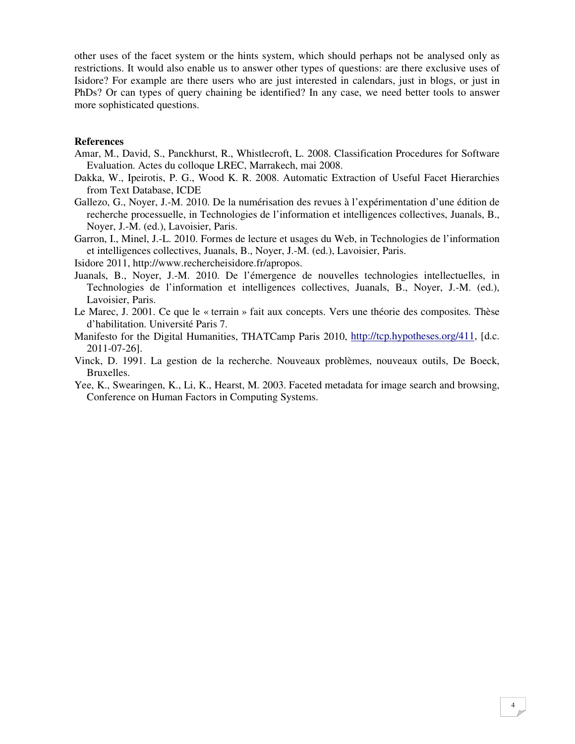other uses of the facet system or the hints system, which should perhaps not be analysed only as restrictions. It would also enable us to answer other types of questions: are there exclusive uses of Isidore? For example are there users who are just interested in calendars, just in blogs, or just in PhDs? Or can types of query chaining be identified? In any case, we need better tools to answer more sophisticated questions.

**References**

Amar, M., David, S., Panckhurst, R., Whistlecroft, L. 2008. Classification Procedures for Software Evaluation. Actes du colloque LREC, Marrakech, mai 2008.

Dakka, W., Ipeirotis, P. G., Wood K. R. 2008. Automatic Extraction of Useful Facet Hierarchies from Text Database, ICDE

Gallezo, G., Noyer, J.-M. 2010. De la numérisation des revues à l'expérimentation d'une édition de recherche processuelle, in Technologies de l'information et intelligences collectives, Juanals, B., Noyer, J.-M. (ed.), Lavoisier, Paris.

Garron, I., Minel, J.-L. 2010. Formes de lecture et usages du Web, in Technologies de l'information et intelligences collectives, Juanals, B., Noyer, J.-M. (ed.), Lavoisier, Paris.

Isidore 2011, http://www.rechercheisidore.fr/apropos.

Juanals, B., Noyer, J.-M. 2010. De l'émergence de nouvelles technologies intellectuelles, in Technologies de l'information et intelligences collectives, Juanals, B., Noyer, J.-M. (ed.), Lavoisier, Paris.

Le Marec, J. 2001. Ce que le « terrain » fait aux concepts. Vers une théorie des composites. Thèse d'habilitation. Université Paris 7.

Manifesto for the Digital Humanities, THATCamp Paris 2010, http://tcp.hypotheses.org/411, [d.c. 2011-07-26].

Vinck, D. 1991. La gestion de la recherche. Nouveaux problèmes, nouveaux outils, De Boeck, Bruxelles.

Yee, K., Swearingen, K., Li, K., Hearst, M. 2003. Faceted metadata for image search and browsing, Conference on Human Factors in Computing Systems.